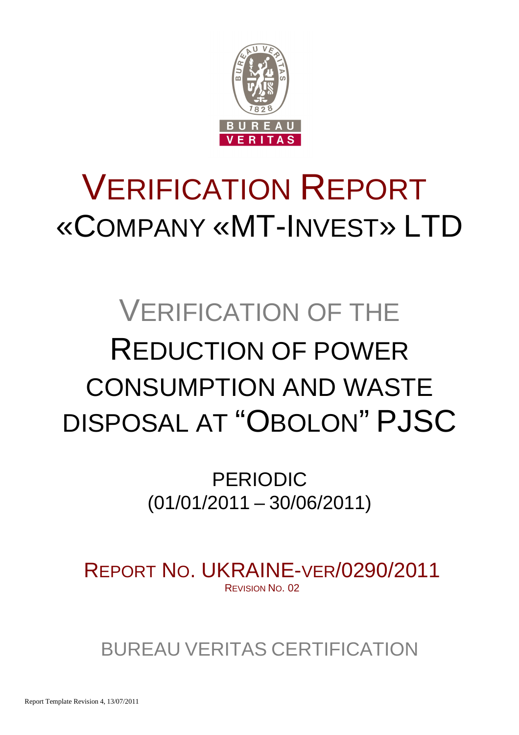# VERIFICATION REPORT
# «COMPANY «MT-INVEST» LTD

## VERIFICATION OF THE REDUCTION OF POWER CONSUMPTION AND WASTE DISPOSAL AT "OBOLON" PJSC

PERIODIC
(01/01/2011 – 30/06/2011)

REPORT NO. UKRAINE-VER/0290/2011
REVISION NO. 02

BUREAU VERITAS CERTIFICATION

Report Template Revision 4, 13/07/2011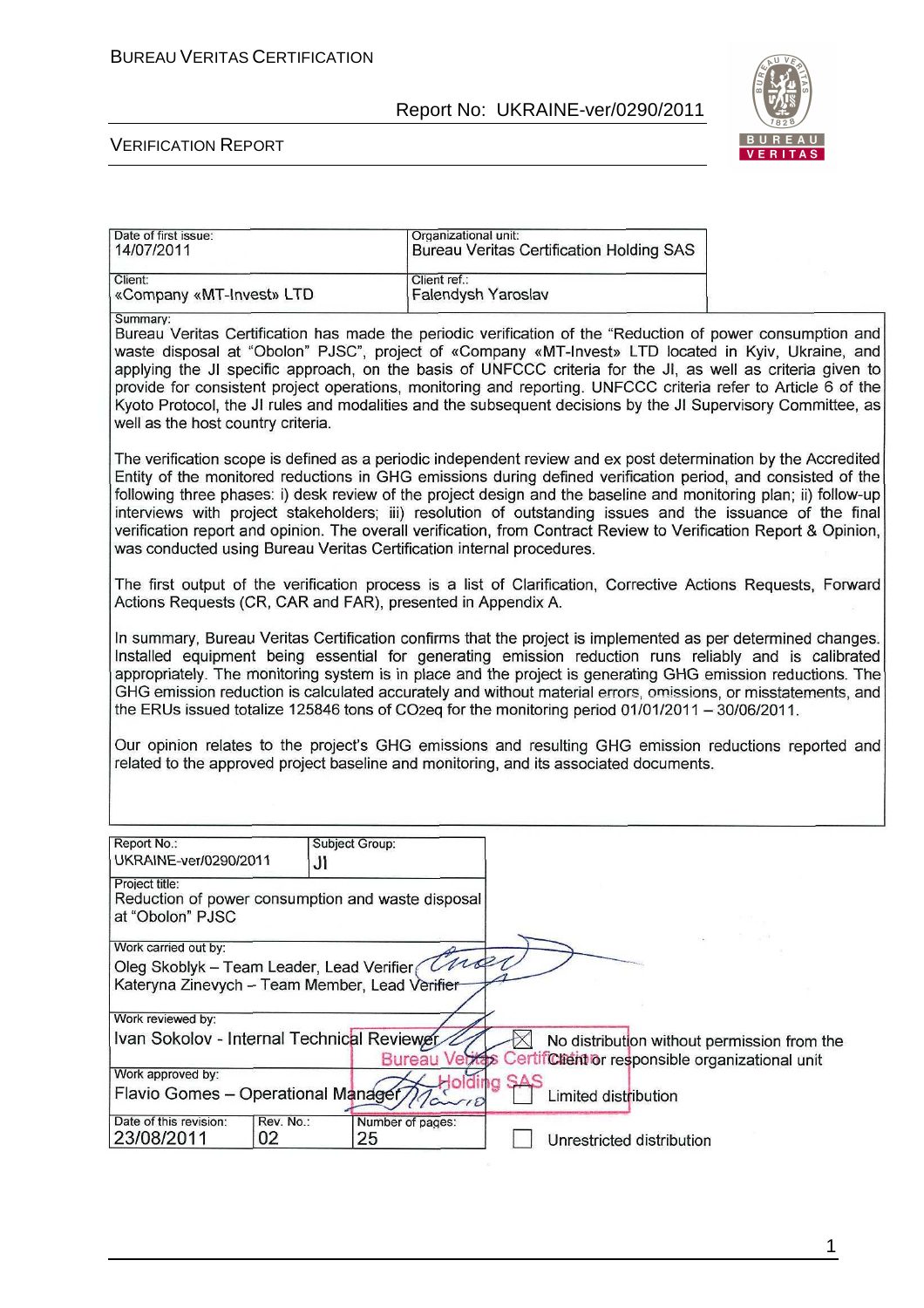| Date of first issue: | Organizational unit: |
|---|---|
| 14/07/2011 | Bureau Veritas Certification Holding SAS |
| Client: | Client ref.: |
| «Company «MT-Invest» LTD | Falendysh Yaroslav |

Summary:

Bureau Veritas Certification has made the periodic verification of the "Reduction of power consumption and waste disposal at "Obolon" PJSC", project of «Company «MT-Invest» LTD located in Kyiv, Ukraine, and applying the JI specific approach, on the basis of UNFCCC criteria for the JI, as well as criteria given to provide for consistent project operations, monitoring and reporting. UNFCCC criteria refer to Article 6 of the Kyoto Protocol, the JI rules and modalities and the subsequent decisions by the JI Supervisory Committee, as well as the host country criteria.

The verification scope is defined as a periodic independent review and ex post determination by the Accredited Entity of the monitored reductions in GHG emissions during defined verification period, and consisted of the following three phases: i) desk review of the project design and the baseline and monitoring plan; ii) follow-up interviews with project stakeholders; iii) resolution of outstanding issues and the issuance of the final verification report and opinion. The overall verification, from Contract Review to Verification Report & Opinion, was conducted using Bureau Veritas Certification internal procedures.

The first output of the verification process is a list of Clarification, Corrective Actions Requests, Forward Actions Requests (CR, CAR and FAR), presented in Appendix A.

In summary, Bureau Veritas Certification confirms that the project is implemented as per determined changes. Installed equipment being essential for generating emission reduction runs reliably and is calibrated appropriately. The monitoring system is in place and the project is generating GHG emission reductions. The GHG emission reduction is calculated accurately and without material errors, omissions, or misstatements, and the ERUs issued totalize 125846 tons of $CO_2eq$ for the monitoring period 01/01/2011 – 30/06/2011.

Our opinion relates to the project's GHG emissions and resulting GHG emission reductions reported and related to the approved project baseline and monitoring, and its associated documents.

| Report No.: | Subject Group: |
|---|---|
| UKRAINE-ver/0290/2011 | JI |

Project title:
Reduction of power consumption and waste disposal at "Obolon" PJSC

Work carried out by:
Oleg Skoblyk – Team Leader, Lead Verifier
Kateryna Zinevych – Team Member, Lead Verifier

Work reviewed by:
Ivan Sokolov - Internal Technical Reviewer

Work approved by:
Flavio Gomes – Operational Manager

| Date of this revision: | Rev. No.: | Number of pages: |
|---|---|---|
| 23/08/2011 | 02 | 25 |

- [x] No distribution without permission from the Client or responsible organizational unit
- [ ] Limited distribution
- [ ] Unrestricted distribution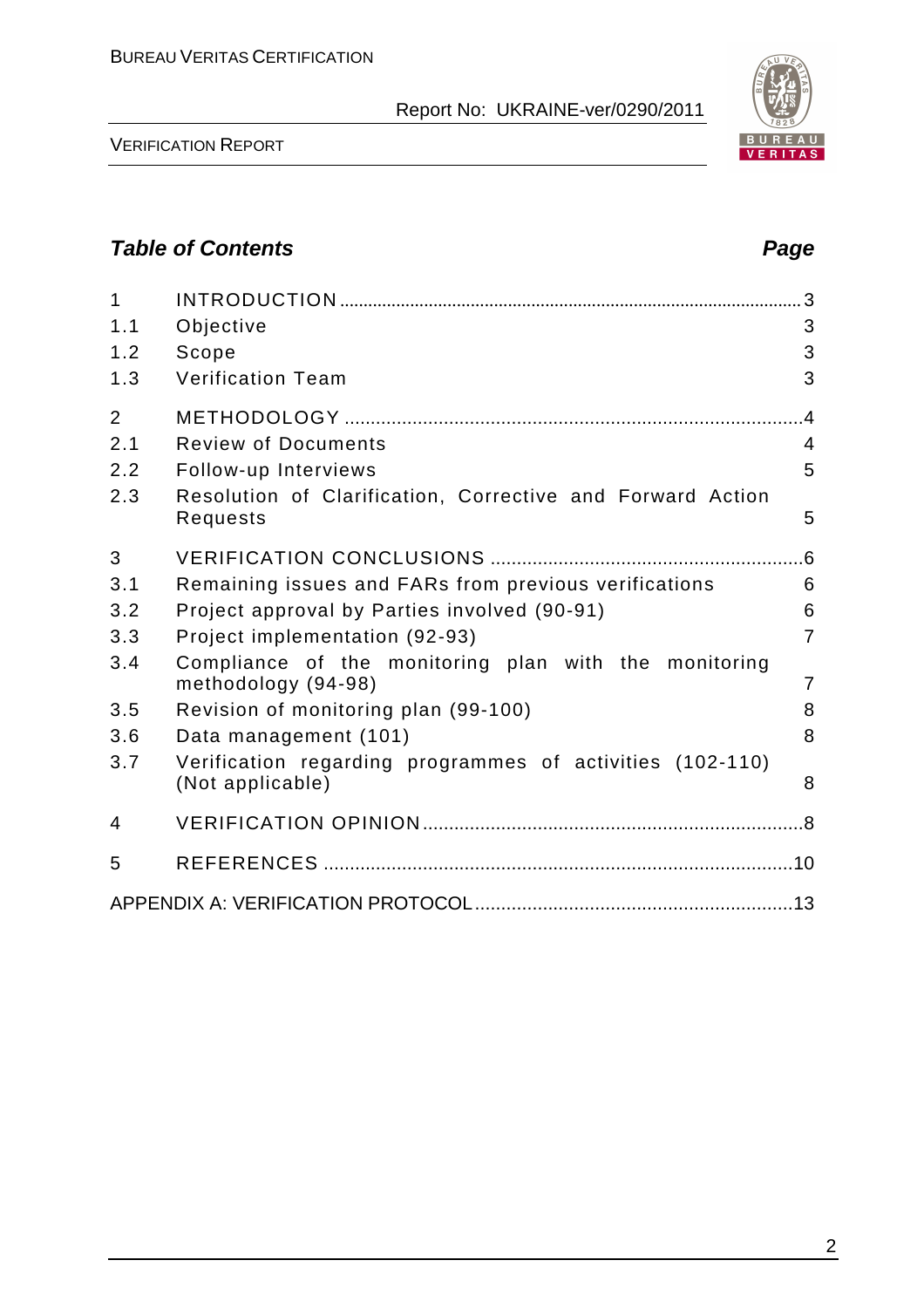## *Table of Contents* *Page*

| | | |
|---|---|---|
| 1 | INTRODUCTION | 3 |
| 1.1 | Objective | 3 |
| 1.2 | Scope | 3 |
| 1.3 | Verification Team | 3 |
| 2 | METHODOLOGY | 4 |
| 2.1 | Review of Documents | 4 |
| 2.2 | Follow-up Interviews | 5 |
| 2.3 | Resolution of Clarification, Corrective and Forward Action Requests | 5 |
| 3 | VERIFICATION CONCLUSIONS | 6 |
| 3.1 | Remaining issues and FARs from previous verifications | 6 |
| 3.2 | Project approval by Parties involved (90-91) | 6 |
| 3.3 | Project implementation (92-93) | 7 |
| 3.4 | Compliance of the monitoring plan with the monitoring methodology (94-98) | 7 |
| 3.5 | Revision of monitoring plan (99-100) | 8 |
| 3.6 | Data management (101) | 8 |
| 3.7 | Verification regarding programmes of activities (102-110) (Not applicable) | 8 |
| 4 | VERIFICATION OPINION | 8 |
| 5 | REFERENCES | 10 |
| | APPENDIX A: VERIFICATION PROTOCOL | 13 |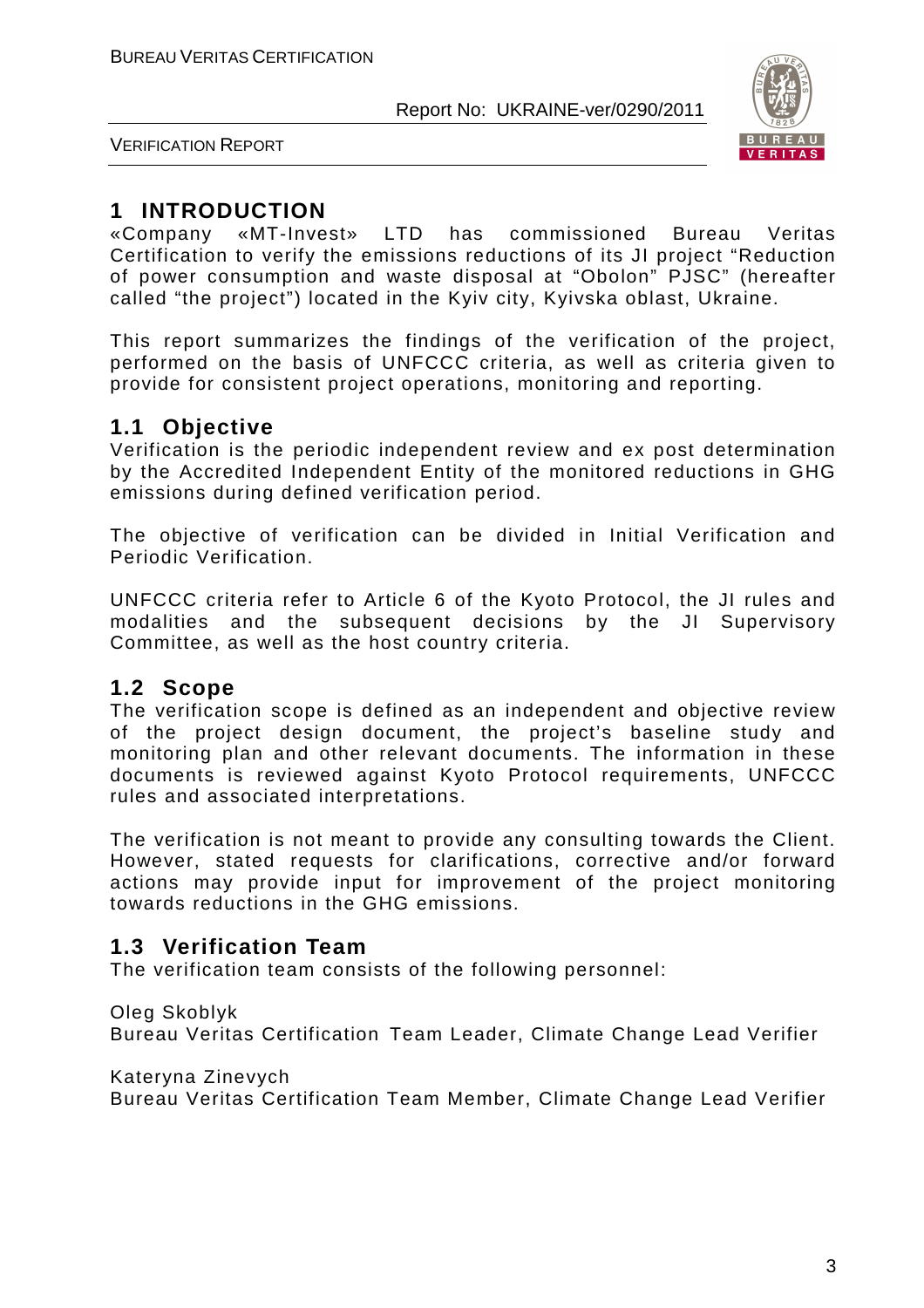# 1 INTRODUCTION

«Company «MT-Invest» LTD has commissioned Bureau Veritas Certification to verify the emissions reductions of its JI project "Reduction of power consumption and waste disposal at "Obolon" PJSC" (hereafter called "the project") located in the Kyiv city, Kyivska oblast, Ukraine.

This report summarizes the findings of the verification of the project, performed on the basis of UNFCCC criteria, as well as criteria given to provide for consistent project operations, monitoring and reporting.

## 1.1 Objective

Verification is the periodic independent review and ex post determination by the Accredited Independent Entity of the monitored reductions in GHG emissions during defined verification period.

The objective of verification can be divided in Initial Verification and Periodic Verification.

UNFCCC criteria refer to Article 6 of the Kyoto Protocol, the JI rules and modalities and the subsequent decisions by the JI Supervisory Committee, as well as the host country criteria.

## 1.2 Scope

The verification scope is defined as an independent and objective review of the project design document, the project's baseline study and monitoring plan and other relevant documents. The information in these documents is reviewed against Kyoto Protocol requirements, UNFCCC rules and associated interpretations.

The verification is not meant to provide any consulting towards the Client. However, stated requests for clarifications, corrective and/or forward actions may provide input for improvement of the project monitoring towards reductions in the GHG emissions.

## 1.3 Verification Team

The verification team consists of the following personnel:

Oleg Skoblyk
Bureau Veritas Certification Team Leader, Climate Change Lead Verifier

Kateryna Zinevych
Bureau Veritas Certification Team Member, Climate Change Lead Verifier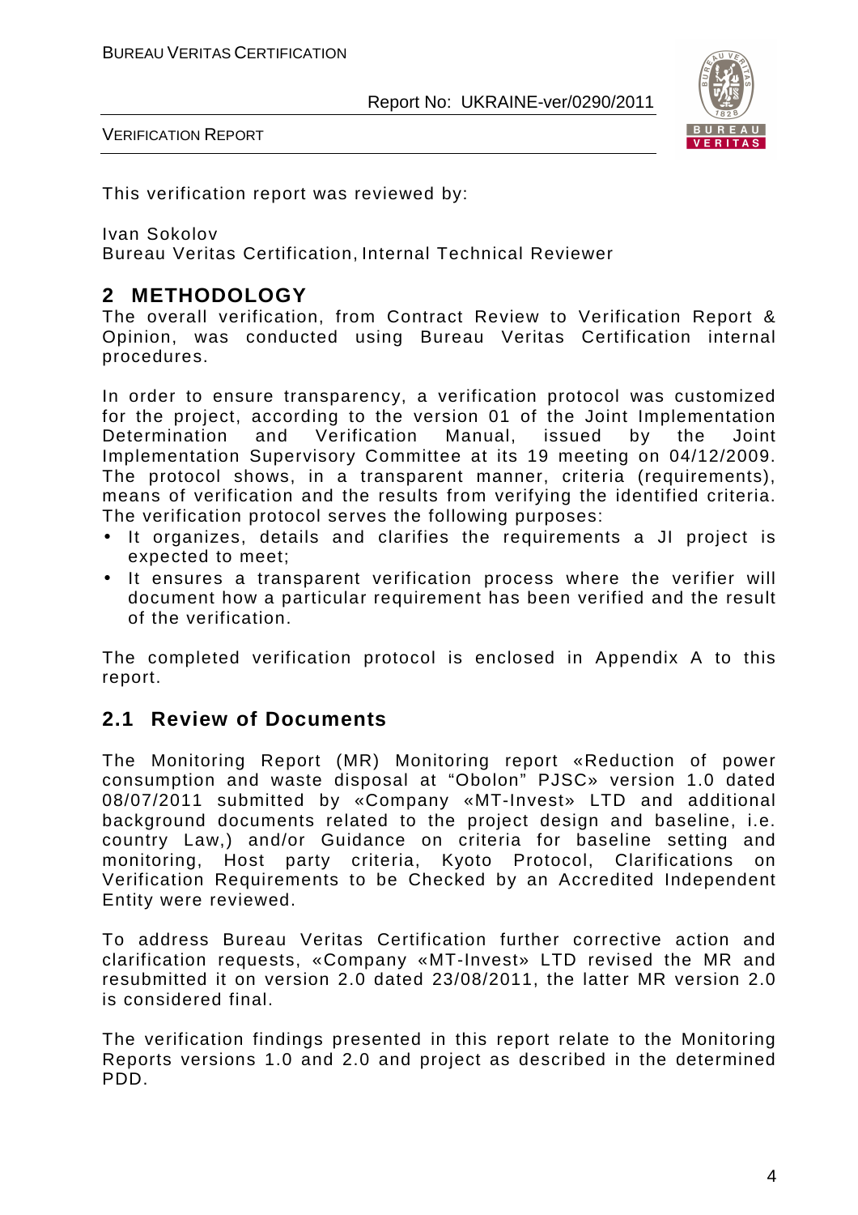This verification report was reviewed by:

Ivan Sokolov
Bureau Veritas Certification, Internal Technical Reviewer

## 2 METHODOLOGY

The overall verification, from Contract Review to Verification Report & Opinion, was conducted using Bureau Veritas Certification internal procedures.

In order to ensure transparency, a verification protocol was customized for the project, according to the version 01 of the Joint Implementation Determination and Verification Manual, issued by the Joint Implementation Supervisory Committee at its 19 meeting on 04/12/2009. The protocol shows, in a transparent manner, criteria (requirements), means of verification and the results from verifying the identified criteria. The verification protocol serves the following purposes:

- It organizes, details and clarifies the requirements a JI project is expected to meet;
- It ensures a transparent verification process where the verifier will document how a particular requirement has been verified and the result of the verification.

The completed verification protocol is enclosed in Appendix A to this report.

### 2.1 Review of Documents

The Monitoring Report (MR) Monitoring report «Reduction of power consumption and waste disposal at "Obolon" PJSC» version 1.0 dated 08/07/2011 submitted by «Company «MT-Invest» LTD and additional background documents related to the project design and baseline, i.e. country Law,) and/or Guidance on criteria for baseline setting and monitoring, Host party criteria, Kyoto Protocol, Clarifications on Verification Requirements to be Checked by an Accredited Independent Entity were reviewed.

To address Bureau Veritas Certification further corrective action and clarification requests, «Company «MT-Invest» LTD revised the MR and resubmitted it on version 2.0 dated 23/08/2011, the latter MR version 2.0 is considered final.

The verification findings presented in this report relate to the Monitoring Reports versions 1.0 and 2.0 and project as described in the determined PDD.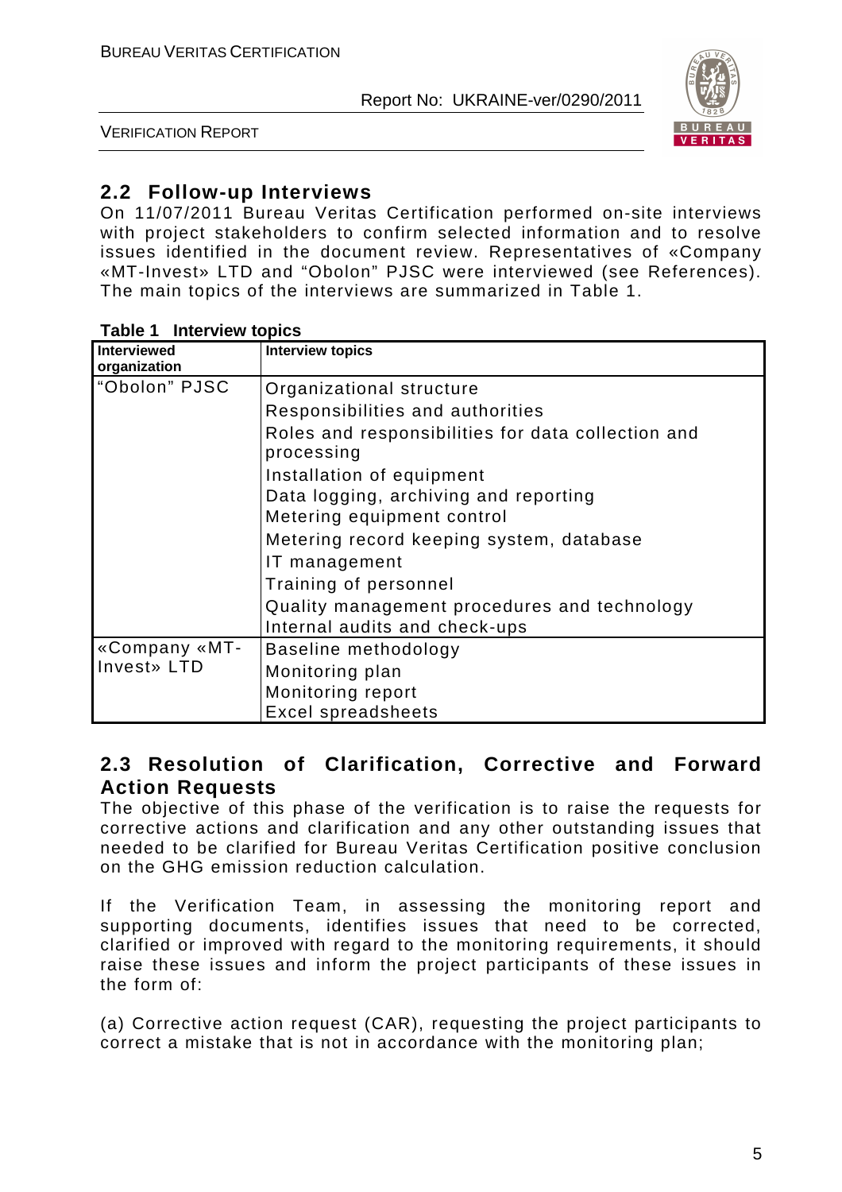## 2.2 Follow-up Interviews

On 11/07/2011 Bureau Veritas Certification performed on-site interviews with project stakeholders to confirm selected information and to resolve issues identified in the document review. Representatives of «Company «MT-Invest» LTD and "Obolon" PJSC were interviewed (see References). The main topics of the interviews are summarized in Table 1.

**Table 1 Interview topics**

| Interviewed organization | Interview topics |
|---|---|
| "Obolon" PJSC | Organizational structure<br>Responsibilities and authorities<br>Roles and responsibilities for data collection and processing<br>Installation of equipment<br>Data logging, archiving and reporting<br>Metering equipment control<br>Metering record keeping system, database<br>IT management<br>Training of personnel<br>Quality management procedures and technology<br>Internal audits and check-ups |
| «Company «MT-Invest» LTD | Baseline methodology<br>Monitoring plan<br>Monitoring report<br>Excel spreadsheets |

## 2.3 Resolution of Clarification, Corrective and Forward Action Requests

The objective of this phase of the verification is to raise the requests for corrective actions and clarification and any other outstanding issues that needed to be clarified for Bureau Veritas Certification positive conclusion on the GHG emission reduction calculation.

If the Verification Team, in assessing the monitoring report and supporting documents, identifies issues that need to be corrected, clarified or improved with regard to the monitoring requirements, it should raise these issues and inform the project participants of these issues in the form of:

(a) Corrective action request (CAR), requesting the project participants to correct a mistake that is not in accordance with the monitoring plan;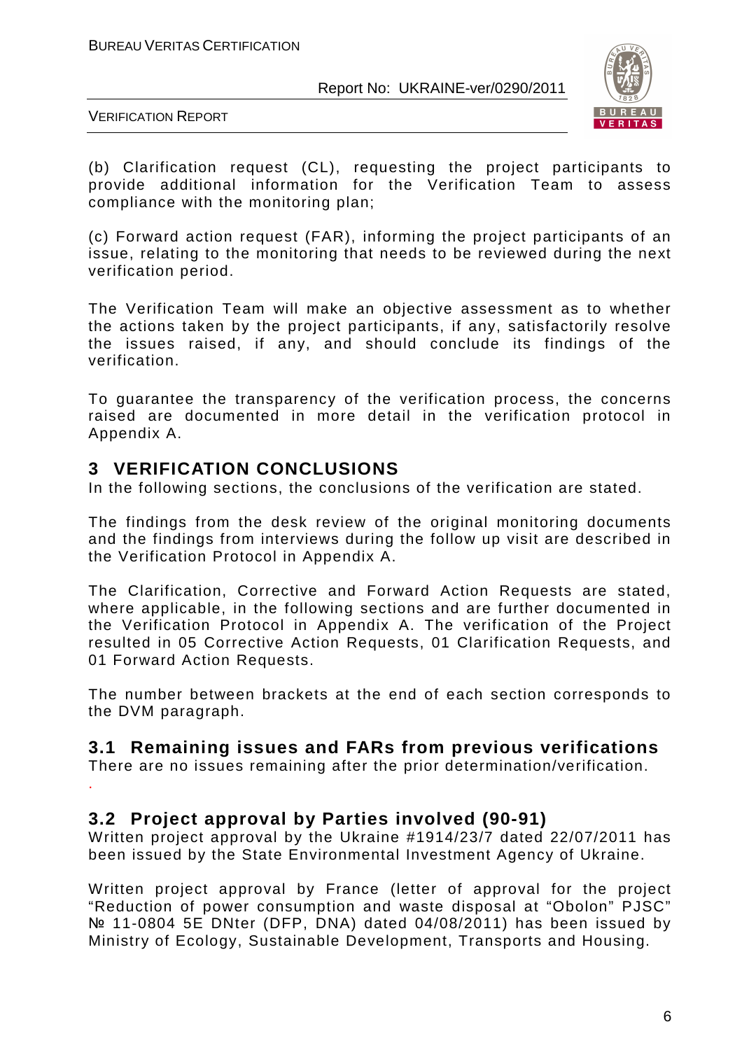(b) Clarification request (CL), requesting the project participants to provide additional information for the Verification Team to assess compliance with the monitoring plan;

(c) Forward action request (FAR), informing the project participants of an issue, relating to the monitoring that needs to be reviewed during the next verification period.

The Verification Team will make an objective assessment as to whether the actions taken by the project participants, if any, satisfactorily resolve the issues raised, if any, and should conclude its findings of the verification.

To guarantee the transparency of the verification process, the concerns raised are documented in more detail in the verification protocol in Appendix A.

# 3 VERIFICATION CONCLUSIONS

In the following sections, the conclusions of the verification are stated.

The findings from the desk review of the original monitoring documents and the findings from interviews during the follow up visit are described in the Verification Protocol in Appendix A.

The Clarification, Corrective and Forward Action Requests are stated, where applicable, in the following sections and are further documented in the Verification Protocol in Appendix A. The verification of the Project resulted in 05 Corrective Action Requests, 01 Clarification Requests, and 01 Forward Action Requests.

The number between brackets at the end of each section corresponds to the DVM paragraph.

## 3.1 Remaining issues and FARs from previous verifications

There are no issues remaining after the prior determination/verification.

.

## 3.2 Project approval by Parties involved (90-91)

Written project approval by the Ukraine #1914/23/7 dated 22/07/2011 has been issued by the State Environmental Investment Agency of Ukraine.

Written project approval by France (letter of approval for the project "Reduction of power consumption and waste disposal at "Obolon" PJSC" № 11-0804 5E DNter (DFP, DNA) dated 04/08/2011) has been issued by Ministry of Ecology, Sustainable Development, Transports and Housing.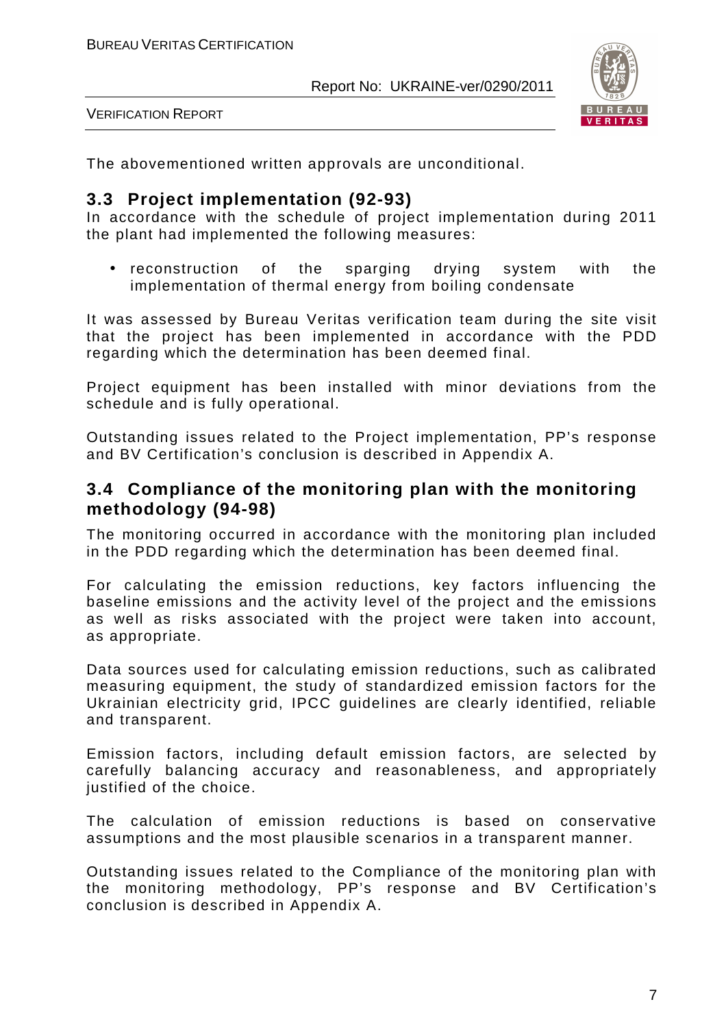The abovementioned written approvals are unconditional.

## 3.3 Project implementation (92-93)

In accordance with the schedule of project implementation during 2011 the plant had implemented the following measures:

- reconstruction of the sparging drying system with the implementation of thermal energy from boiling condensate

It was assessed by Bureau Veritas verification team during the site visit that the project has been implemented in accordance with the PDD regarding which the determination has been deemed final.

Project equipment has been installed with minor deviations from the schedule and is fully operational.

Outstanding issues related to the Project implementation, PP's response and BV Certification's conclusion is described in Appendix A.

## 3.4 Compliance of the monitoring plan with the monitoring methodology (94-98)

The monitoring occurred in accordance with the monitoring plan included in the PDD regarding which the determination has been deemed final.

For calculating the emission reductions, key factors influencing the baseline emissions and the activity level of the project and the emissions as well as risks associated with the project were taken into account, as appropriate.

Data sources used for calculating emission reductions, such as calibrated measuring equipment, the study of standardized emission factors for the Ukrainian electricity grid, IPCC guidelines are clearly identified, reliable and transparent.

Emission factors, including default emission factors, are selected by carefully balancing accuracy and reasonableness, and appropriately justified of the choice.

The calculation of emission reductions is based on conservative assumptions and the most plausible scenarios in a transparent manner.

Outstanding issues related to the Compliance of the monitoring plan with the monitoring methodology, PP's response and BV Certification's conclusion is described in Appendix A.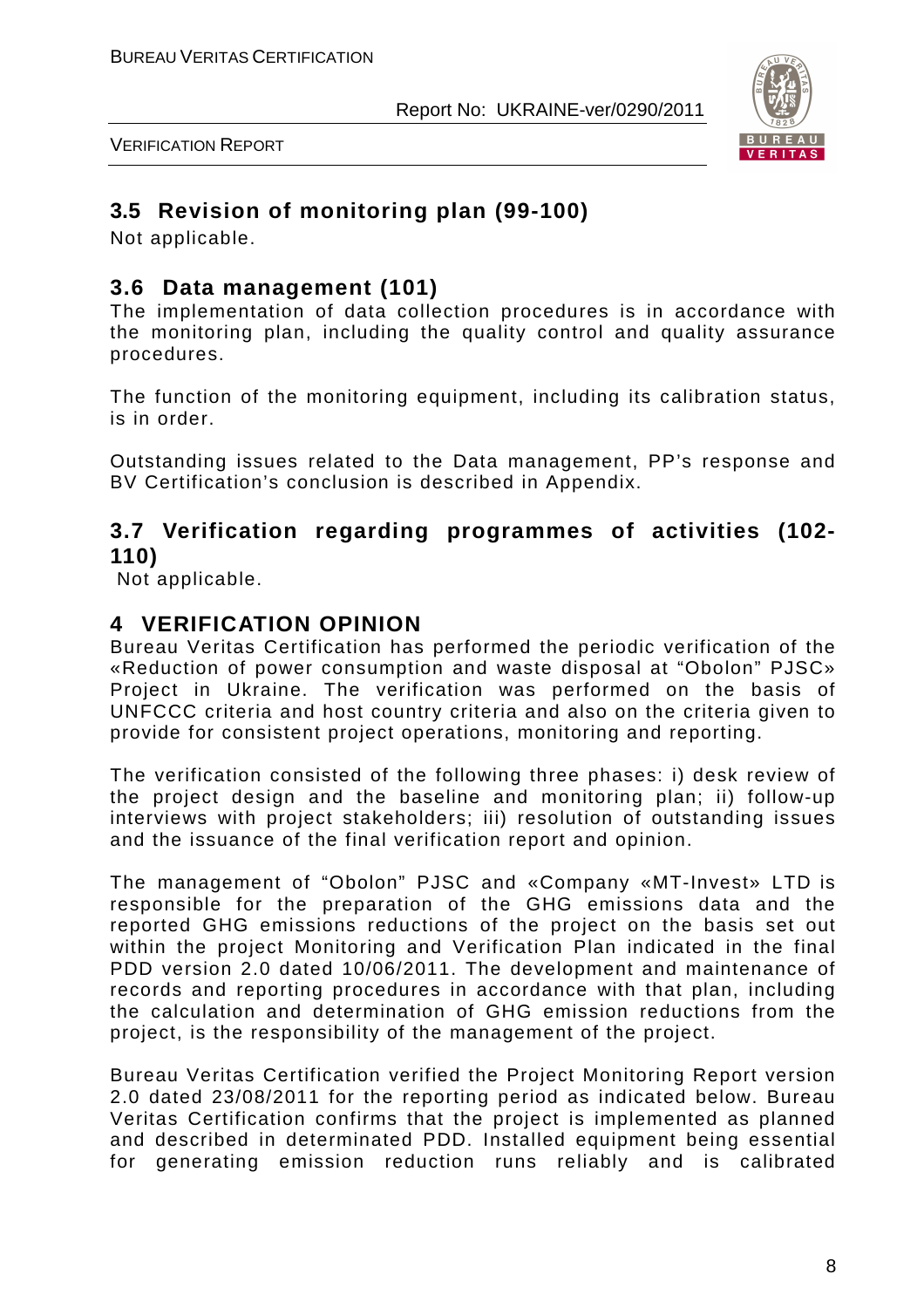## 3.5 Revision of monitoring plan (99-100)

Not applicable.

## 3.6 Data management (101)

The implementation of data collection procedures is in accordance with the monitoring plan, including the quality control and quality assurance procedures.

The function of the monitoring equipment, including its calibration status, is in order.

Outstanding issues related to the Data management, PP's response and BV Certification's conclusion is described in Appendix.

## 3.7 Verification regarding programmes of activities (102-110)

Not applicable.

# 4 VERIFICATION OPINION

Bureau Veritas Certification has performed the periodic verification of the «Reduction of power consumption and waste disposal at "Obolon" PJSC» Project in Ukraine. The verification was performed on the basis of UNFCCC criteria and host country criteria and also on the criteria given to provide for consistent project operations, monitoring and reporting.

The verification consisted of the following three phases: i) desk review of the project design and the baseline and monitoring plan; ii) follow-up interviews with project stakeholders; iii) resolution of outstanding issues and the issuance of the final verification report and opinion.

The management of "Obolon" PJSC and «Company «MT-Invest» LTD is responsible for the preparation of the GHG emissions data and the reported GHG emissions reductions of the project on the basis set out within the project Monitoring and Verification Plan indicated in the final PDD version 2.0 dated 10/06/2011. The development and maintenance of records and reporting procedures in accordance with that plan, including the calculation and determination of GHG emission reductions from the project, is the responsibility of the management of the project.

Bureau Veritas Certification verified the Project Monitoring Report version 2.0 dated 23/08/2011 for the reporting period as indicated below. Bureau Veritas Certification confirms that the project is implemented as planned and described in determinated PDD. Installed equipment being essential for generating emission reduction runs reliably and is calibrated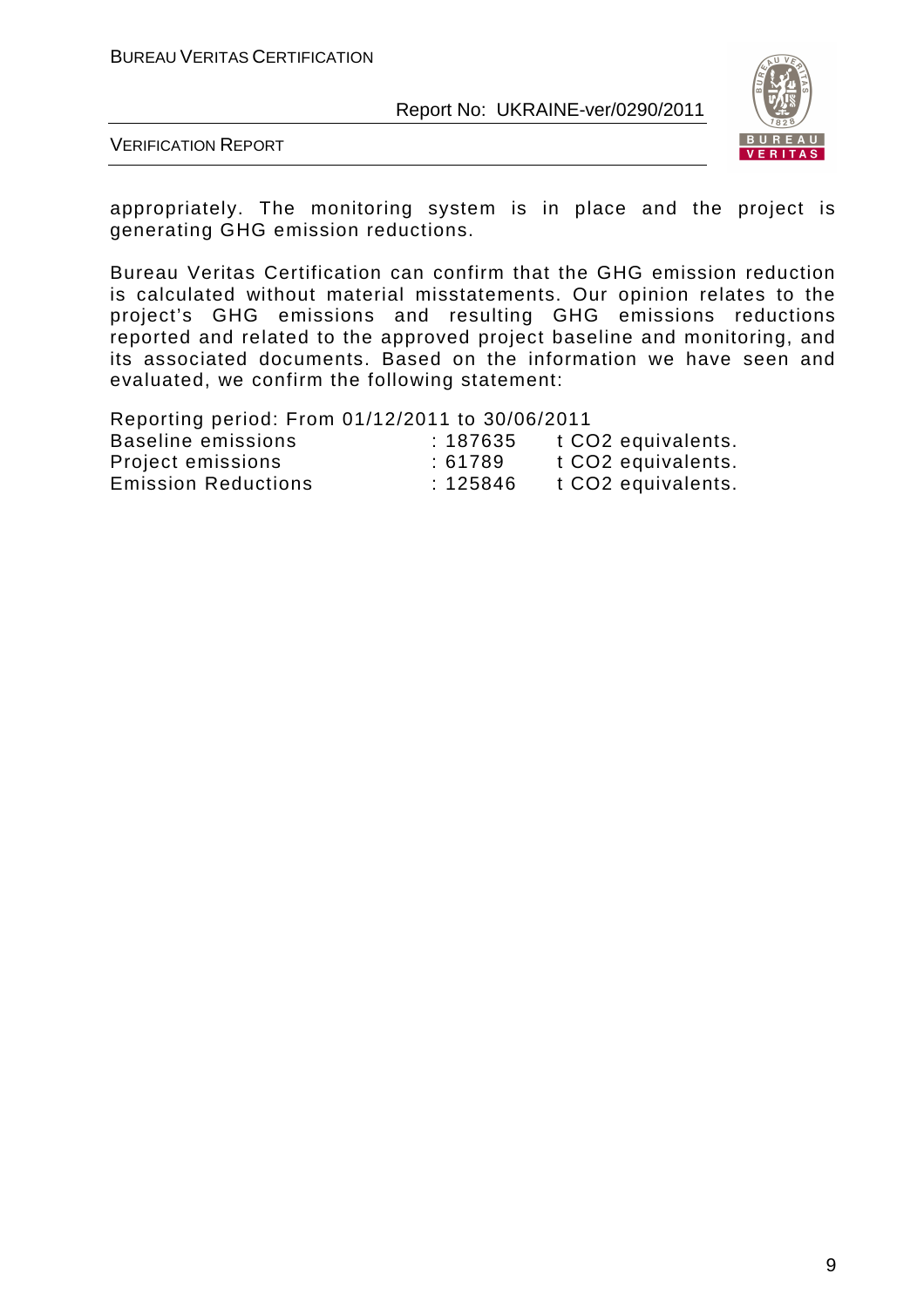appropriately. The monitoring system is in place and the project is generating GHG emission reductions.

Bureau Veritas Certification can confirm that the GHG emission reduction is calculated without material misstatements. Our opinion relates to the project's GHG emissions and resulting GHG emissions reductions reported and related to the approved project baseline and monitoring, and its associated documents. Based on the information we have seen and evaluated, we confirm the following statement:

Reporting period: From 01/12/2011 to 30/06/2011

| | | |
|---|---|---|
| Baseline emissions | : 187635 | t CO2 equivalents. |
| Project emissions | : 61789 | t CO2 equivalents. |
| Emission Reductions | : 125846 | t CO2 equivalents. |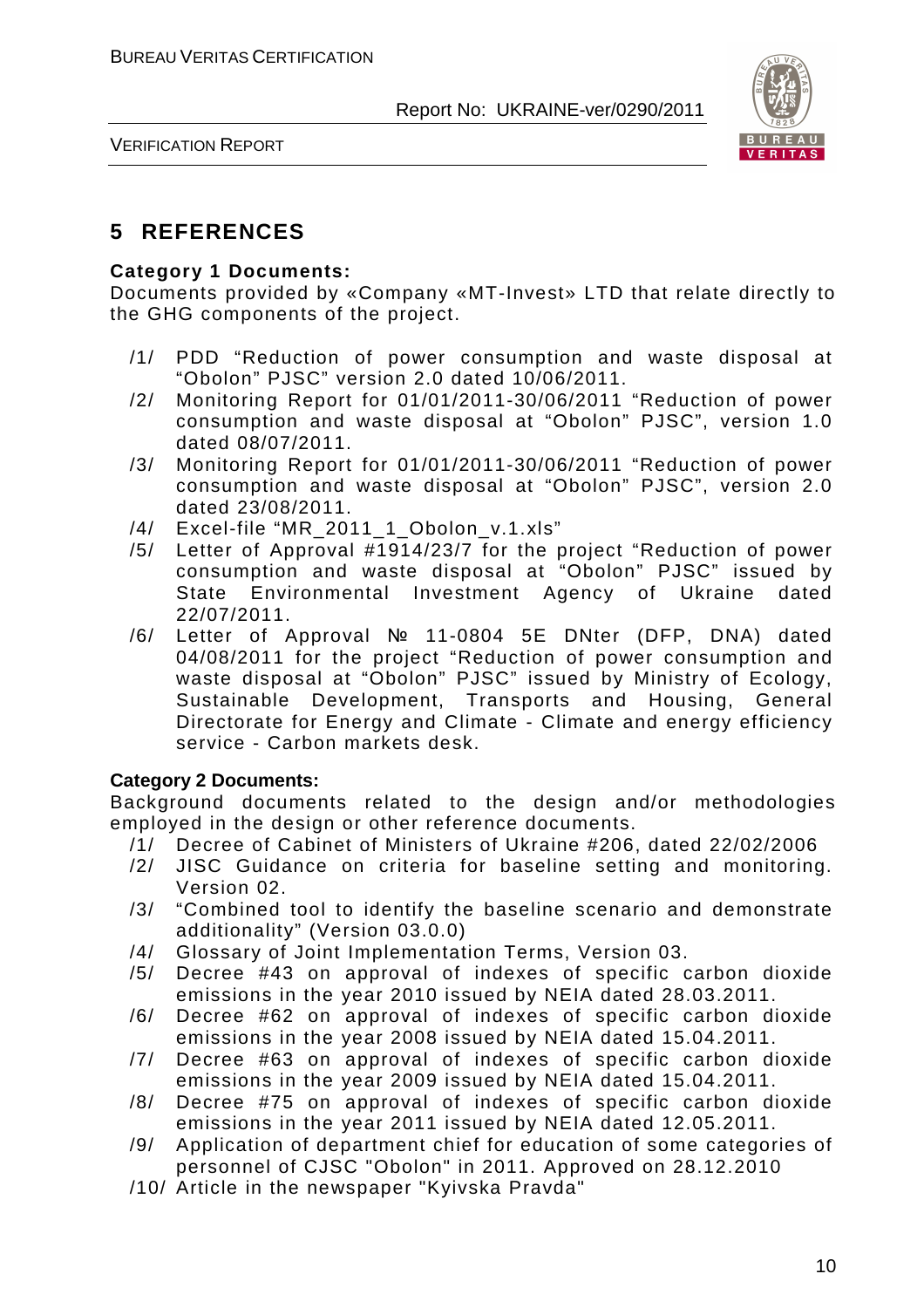# 5 REFERENCES

**Category 1 Documents:**

Documents provided by «Company «MT-Invest» LTD that relate directly to the GHG components of the project.

- /1/ PDD "Reduction of power consumption and waste disposal at "Obolon" PJSC" version 2.0 dated 10/06/2011.
- /2/ Monitoring Report for 01/01/2011-30/06/2011 "Reduction of power consumption and waste disposal at "Obolon" PJSC", version 1.0 dated 08/07/2011.
- /3/ Monitoring Report for 01/01/2011-30/06/2011 "Reduction of power consumption and waste disposal at "Obolon" PJSC", version 2.0 dated 23/08/2011.
- /4/ Excel-file "MR_2011_1_Obolon_v.1.xls"
- /5/ Letter of Approval #1914/23/7 for the project "Reduction of power consumption and waste disposal at "Obolon" PJSC" issued by State Environmental Investment Agency of Ukraine dated 22/07/2011.
- /6/ Letter of Approval № 11-0804 5E DNter (DFP, DNA) dated 04/08/2011 for the project "Reduction of power consumption and waste disposal at "Obolon" PJSC" issued by Ministry of Ecology, Sustainable Development, Transports and Housing, General Directorate for Energy and Climate - Climate and energy efficiency service - Carbon markets desk.

**Category 2 Documents:**

Background documents related to the design and/or methodologies employed in the design or other reference documents.

- /1/ Decree of Cabinet of Ministers of Ukraine #206, dated 22/02/2006
- /2/ JISC Guidance on criteria for baseline setting and monitoring. Version 02.
- /3/ "Combined tool to identify the baseline scenario and demonstrate additionality" (Version 03.0.0)
- /4/ Glossary of Joint Implementation Terms, Version 03.
- /5/ Decree #43 on approval of indexes of specific carbon dioxide emissions in the year 2010 issued by NEIA dated 28.03.2011.
- /6/ Decree #62 on approval of indexes of specific carbon dioxide emissions in the year 2008 issued by NEIA dated 15.04.2011.
- /7/ Decree #63 on approval of indexes of specific carbon dioxide emissions in the year 2009 issued by NEIA dated 15.04.2011.
- /8/ Decree #75 on approval of indexes of specific carbon dioxide emissions in the year 2011 issued by NEIA dated 12.05.2011.
- /9/ Application of department chief for education of some categories of personnel of CJSC "Obolon" in 2011. Approved on 28.12.2010
- /10/ Article in the newspaper "Kyivska Pravda"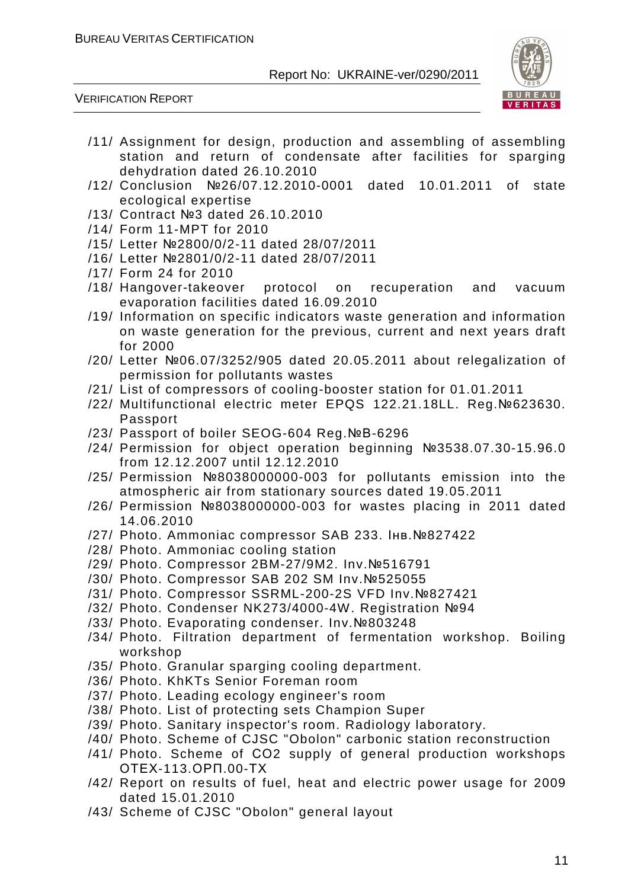/11/ Assignment for design, production and assembling of assembling station and return of condensate after facilities for sparging dehydration dated 26.10.2010

/12/ Conclusion №26/07.12.2010-0001 dated 10.01.2011 of state ecological expertise

/13/ Contract №3 dated 26.10.2010

/14/ Form 11-MPT for 2010

/15/ Letter №2800/0/2-11 dated 28/07/2011

/16/ Letter №2801/0/2-11 dated 28/07/2011

/17/ Form 24 for 2010

/18/ Hangover-takeover protocol on recuperation and vacuum evaporation facilities dated 16.09.2010

/19/ Information on specific indicators waste generation and information on waste generation for the previous, current and next years draft for 2000

/20/ Letter №06.07/3252/905 dated 20.05.2011 about relegalization of permission for pollutants wastes

/21/ List of compressors of cooling-booster station for 01.01.2011

/22/ Multifunctional electric meter EPQS 122.21.18LL. Reg.№623630. Passport

/23/ Passport of boiler SEOG-604 Reg.№B-6296

/24/ Permission for object operation beginning №3538.07.30-15.96.0 from 12.12.2007 until 12.12.2010

/25/ Permission №8038000000-003 for pollutants emission into the atmospheric air from stationary sources dated 19.05.2011

/26/ Permission №8038000000-003 for wastes placing in 2011 dated 14.06.2010

/27/ Photo. Ammoniac compressor SAB 233. Інв.№827422

/28/ Photo. Ammoniac cooling station

/29/ Photo. Compressor 2BM-27/9M2. Inv.№516791

/30/ Photo. Compressor SAB 202 SM Inv.№525055

/31/ Photo. Compressor SSRML-200-2S VFD Inv.№827421

/32/ Photo. Condenser NK273/4000-4W. Registration №94

/33/ Photo. Evaporating condenser. Inv.№803248

/34/ Photo. Filtration department of fermentation workshop. Boiling workshop

/35/ Photo. Granular sparging cooling department.

/36/ Photo. KhKTs Senior Foreman room

/37/ Photo. Leading ecology engineer's room

/38/ Photo. List of protecting sets Champion Super

/39/ Photo. Sanitary inspector's room. Radiology laboratory.

/40/ Photo. Scheme of CJSC "Obolon" carbonic station reconstruction

/41/ Photo. Scheme of CO2 supply of general production workshops ОТЕХ-113.ОРП.00-ТХ

/42/ Report on results of fuel, heat and electric power usage for 2009 dated 15.01.2010

/43/ Scheme of CJSC "Obolon" general layout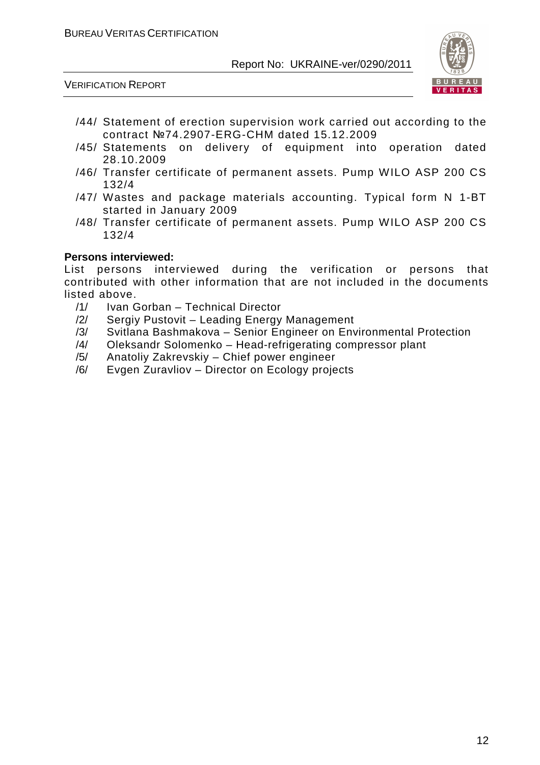/44/ Statement of erection supervision work carried out according to the contract №74.2907-ERG-CHM dated 15.12.2009

/45/ Statements on delivery of equipment into operation dated 28.10.2009

/46/ Transfer certificate of permanent assets. Pump WILO ASP 200 CS 132/4

/47/ Wastes and package materials accounting. Typical form N 1-BT started in January 2009

/48/ Transfer certificate of permanent assets. Pump WILO ASP 200 CS 132/4

**Persons interviewed:**

List persons interviewed during the verification or persons that contributed with other information that are not included in the documents listed above.

/1/ Ivan Gorban – Technical Director

/2/ Sergiy Pustovit – Leading Energy Management

/3/ Svitlana Bashmakova – Senior Engineer on Environmental Protection

/4/ Oleksandr Solomenko – Head-refrigerating compressor plant

/5/ Anatoliy Zakrevskiy – Chief power engineer

/6/ Evgen Zuravliov – Director on Ecology projects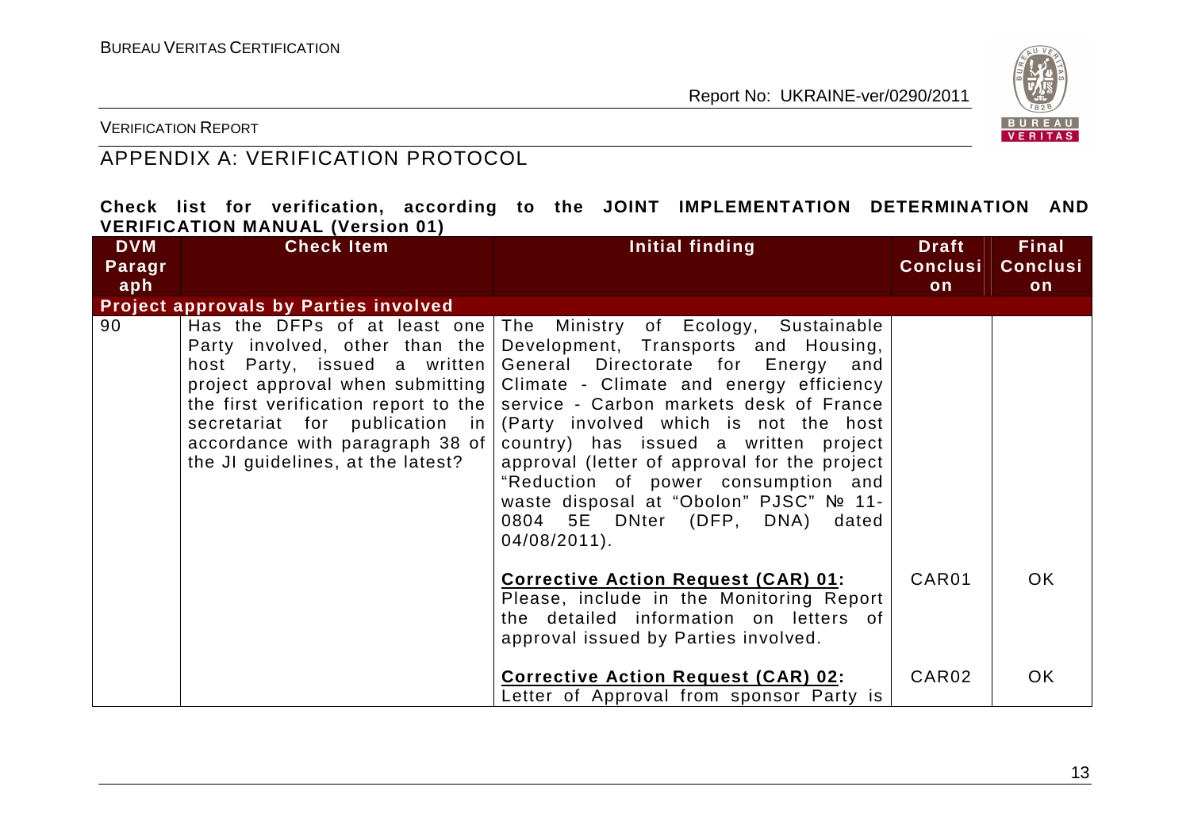# APPENDIX A: VERIFICATION PROTOCOL

**Check list for verification, according to the JOINT IMPLEMENTATION DETERMINATION AND VERIFICATION MANUAL (Version 01)**

| DVM Paragraph | Check Item | Initial finding | Draft Conclusion | Final Conclusion |
|---|---|---|---|---|
| **Project approvals by Parties involved** | | | | |
| 90 | Has the DFPs of at least one Party involved, other than the host Party, issued a written project approval when submitting the first verification report to the secretariat for publication in accordance with paragraph 38 of the JI guidelines, at the latest? | The Ministry of Ecology, Sustainable Development, Transports and Housing, General Directorate for Energy and Climate - Climate and energy efficiency service - Carbon markets desk of France (Party involved which is not the host country) has issued a written project approval (letter of approval for the project "Reduction of power consumption and waste disposal at "Obolon" PJSC" № 11-0804 5E DNter (DFP, DNA) dated 04/08/2011). | | |
| | | **Corrective Action Request (CAR) 01:** Please, include in the Monitoring Report the detailed information on letters of approval issued by Parties involved. | CAR01 | OK |
| | | **Corrective Action Request (CAR) 02:** Letter of Approval from sponsor Party is | CAR02 | OK |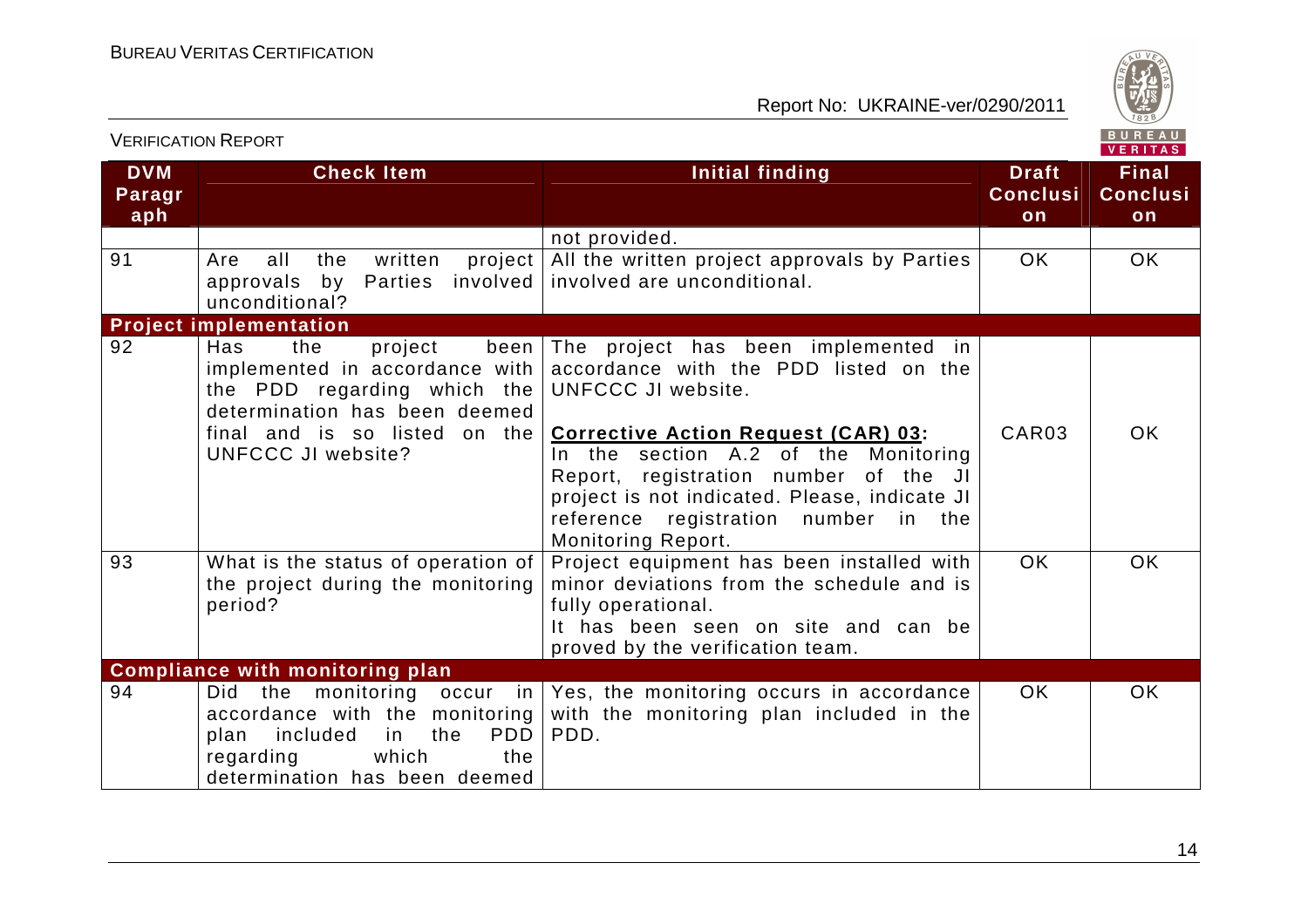| DVM Paragraph | Check Item | Initial finding | Draft Conclusion | Final Conclusion |
|---|---|---|---|---|
| | | not provided. | | |
| 91 | Are all the written project approvals by Parties involved unconditional? | All the written project approvals by Parties involved are unconditional. | OK | OK |
| **Project implementation** | | | | |
| 92 | Has the project been implemented in accordance with the PDD regarding which the determination has been deemed final and is so listed on the UNFCCC JI website? | The project has been implemented in accordance with the PDD listed on the UNFCCC JI website.<br><br>**Corrective Action Request (CAR) 03:** In the section A.2 of the Monitoring Report, registration number of the JI project is not indicated. Please, indicate JI reference registration number in the Monitoring Report. | CAR03 | OK |
| 93 | What is the status of operation of the project during the monitoring period? | Project equipment has been installed with minor deviations from the schedule and is fully operational.<br>It has been seen on site and can be proved by the verification team. | OK | OK |
| **Compliance with monitoring plan** | | | | |
| 94 | Did the monitoring occur in accordance with the monitoring plan included in the PDD regarding which the determination has been deemed | Yes, the monitoring occurs in accordance with the monitoring plan included in the PDD. | OK | OK |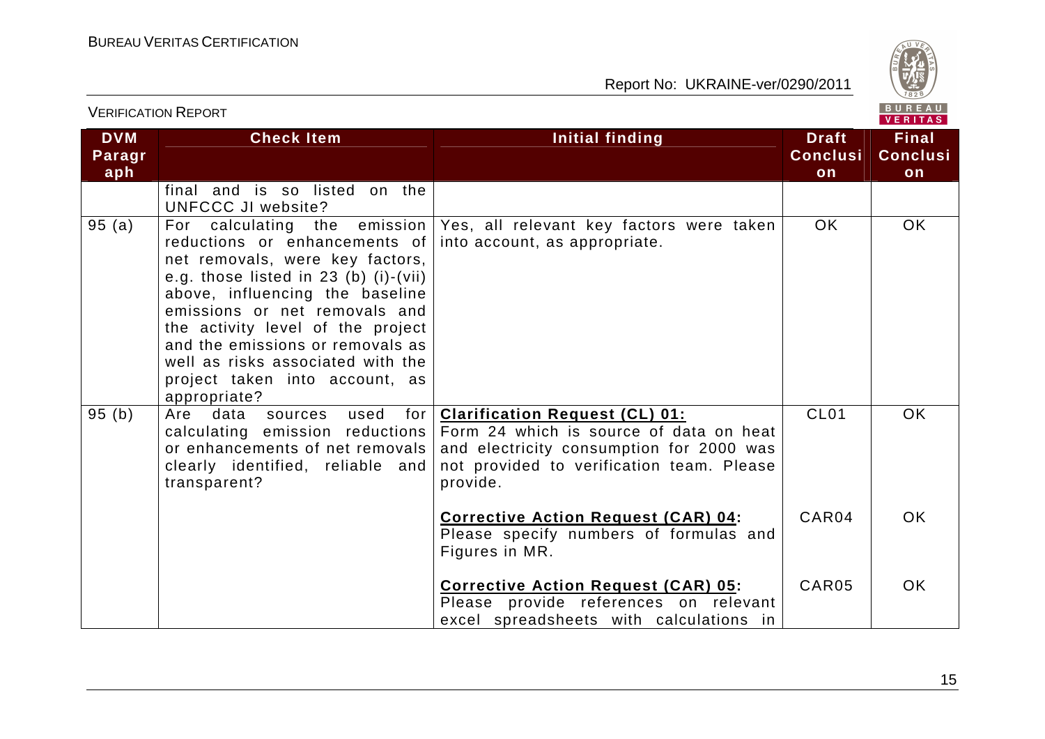| DVM Paragraph | Check Item | Initial finding | Draft Conclusion | Final Conclusion |
|---|---|---|---|---|
| | final and is so listed on the UNFCCC JI website? | | | |
| 95 (a) | For calculating the emission reductions or enhancements of net removals, were key factors, e.g. those listed in 23 (b) (i)-(vii) above, influencing the baseline emissions or net removals and the activity level of the project and the emissions or removals as well as risks associated with the project taken into account, as appropriate? | Yes, all relevant key factors were taken into account, as appropriate. | OK | OK |
| 95 (b) | Are data sources used for calculating emission reductions or enhancements of net removals clearly identified, reliable and transparent? | **<u>Clarification Request (CL) 01:</u>** Form 24 which is source of data on heat and electricity consumption for 2000 was not provided to verification team. Please provide. | CL01 | OK |
| | | **<u>Corrective Action Request (CAR) 04</u>:** Please specify numbers of formulas and Figures in MR. | CAR04 | OK |
| | | **<u>Corrective Action Request (CAR) 05</u>:** Please provide references on relevant excel spreadsheets with calculations in | CAR05 | OK |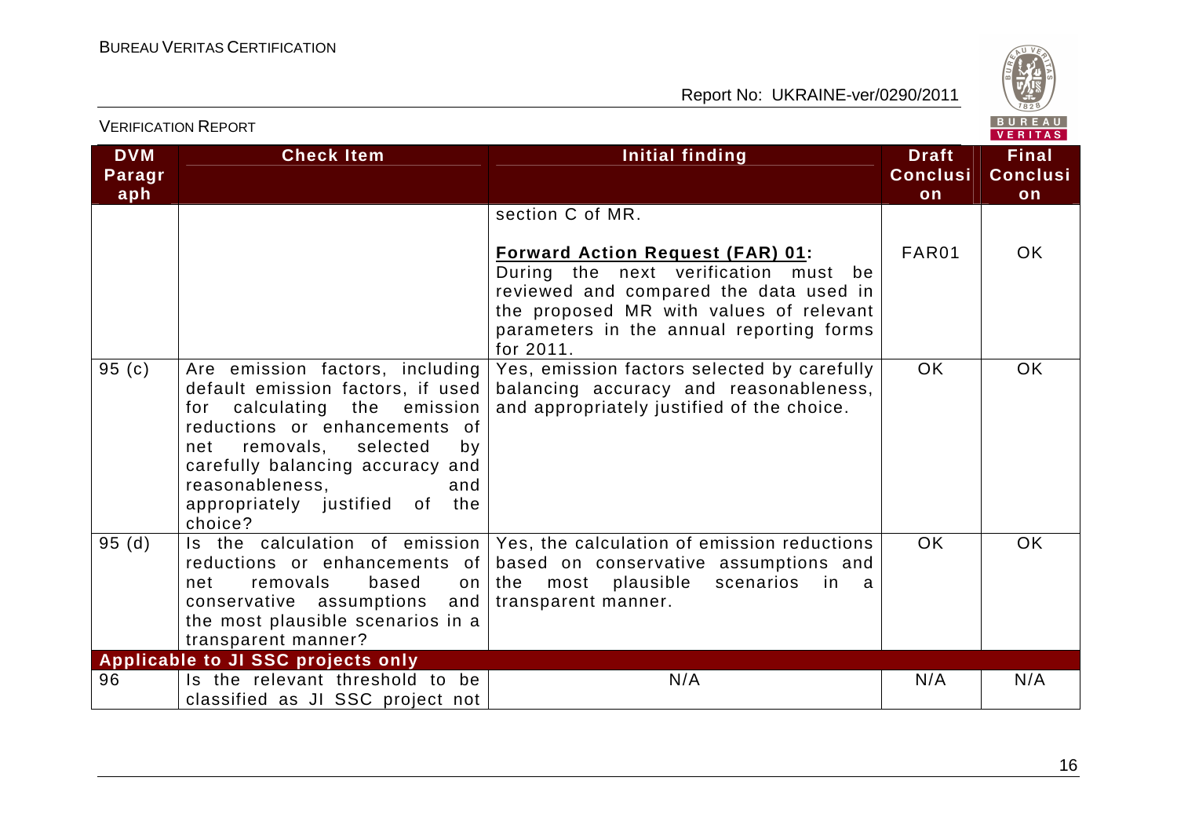| DVM Paragraph | Check Item | Initial finding | Draft Conclusion | Final Conclusion |
|---|---|---|---|---|
| | | section C of MR.<br><br>**Forward Action Request (FAR) 01:**<br>During the next verification must be reviewed and compared the data used in the proposed MR with values of relevant parameters in the annual reporting forms for 2011. | FAR01 | OK |
| 95 (c) | Are emission factors, including default emission factors, if used for calculating the emission reductions or enhancements of net removals, selected by carefully balancing accuracy and reasonableness, and appropriately justified of the choice? | Yes, emission factors selected by carefully balancing accuracy and reasonableness, and appropriately justified of the choice. | OK | OK |
| 95 (d) | Is the calculation of emission reductions or enhancements of net removals based on conservative assumptions and the most plausible scenarios in a transparent manner? | Yes, the calculation of emission reductions based on conservative assumptions and the most plausible scenarios in a transparent manner. | OK | OK |
| **Applicable to JI SSC projects only** | | | | |
| 96 | Is the relevant threshold to be classified as JI SSC project not | N/A | N/A | N/A |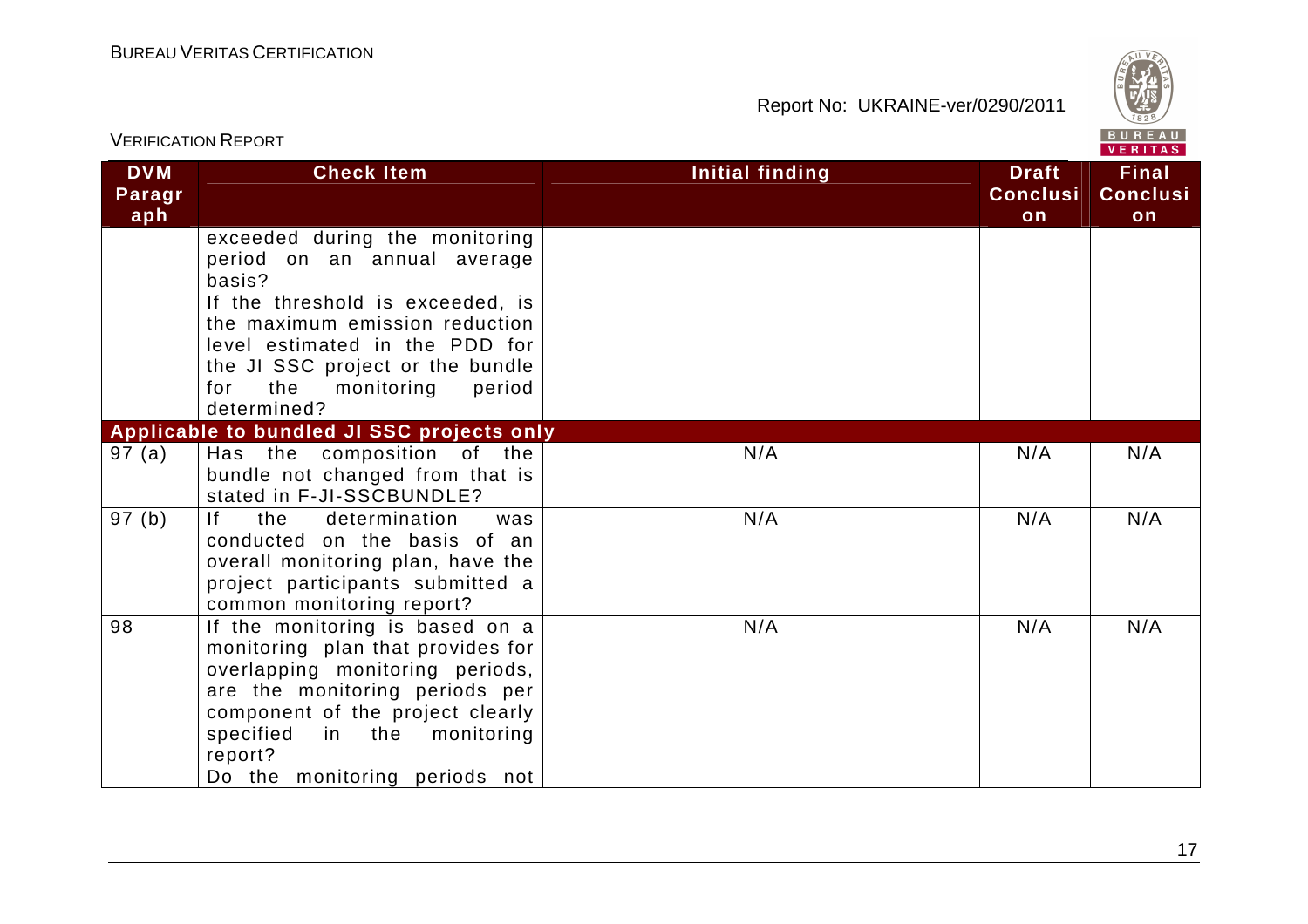| DVM Paragraph | Check Item | Initial finding | Draft Conclusion | Final Conclusion |
|---|---|---|---|---|
| | exceeded during the monitoring period on an annual average basis? If the threshold is exceeded, is the maximum emission reduction level estimated in the PDD for the JI SSC project or the bundle for the monitoring period determined? | | | |
| **Applicable to bundled JI SSC projects only** | | | | |
| 97 (a) | Has the composition of the bundle not changed from that is stated in F-JI-SSCBUNDLE? | N/A | N/A | N/A |
| 97 (b) | If the determination was conducted on the basis of an overall monitoring plan, have the project participants submitted a common monitoring report? | N/A | N/A | N/A |
| 98 | If the monitoring is based on a monitoring plan that provides for overlapping monitoring periods, are the monitoring periods per component of the project clearly specified in the monitoring report? Do the monitoring periods not | N/A | N/A | N/A |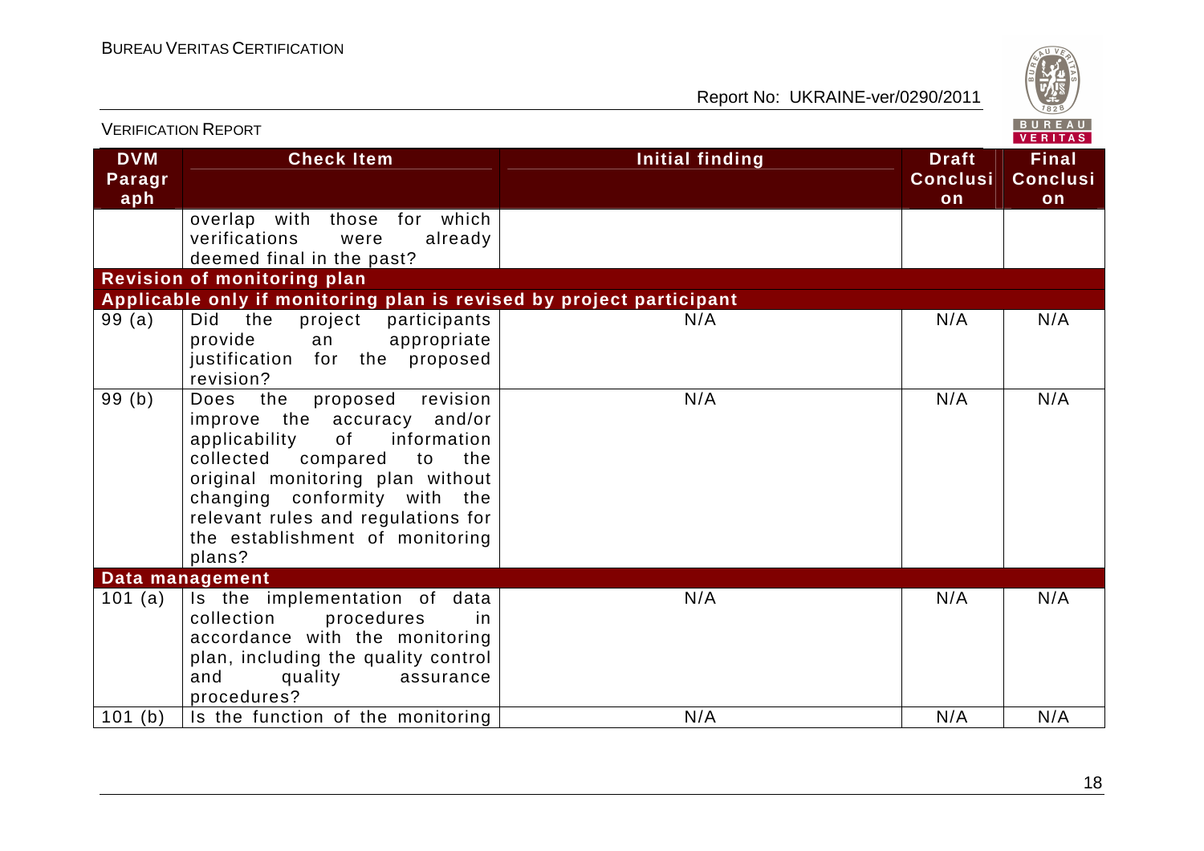| DVM Paragraph | Check Item | Initial finding | Draft Conclusion | Final Conclusion |
|---|---|---|---|---|
| | overlap with those for which verifications were already deemed final in the past? | | | |
| **Revision of monitoring plan** | | | | |
| **Applicable only if monitoring plan is revised by project participant** | | | | |
| 99 (a) | Did the project participants provide an appropriate justification for the proposed revision? | N/A | N/A | N/A |
| 99 (b) | Does the proposed revision improve the accuracy and/or applicability of information collected compared to the original monitoring plan without changing conformity with the relevant rules and regulations for the establishment of monitoring plans? | N/A | N/A | N/A |
| **Data management** | | | | |
| 101 (a) | Is the implementation of data collection procedures in accordance with the monitoring plan, including the quality control and quality assurance procedures? | N/A | N/A | N/A |
| 101 (b) | Is the function of the monitoring | N/A | N/A | N/A |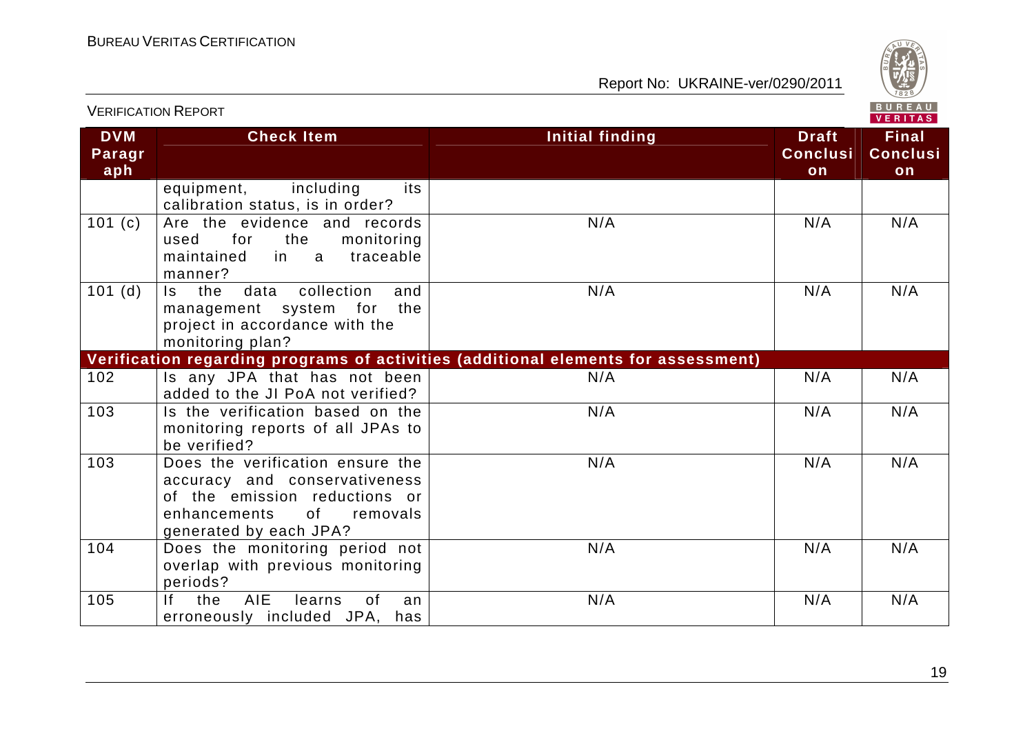| DVM Paragraph | Check Item | Initial finding | Draft Conclusion | Final Conclusion |
|---|---|---|---|---|
| | equipment, including its calibration status, is in order? | | | |
| 101 (c) | Are the evidence and records used for the monitoring maintained in a traceable manner? | N/A | N/A | N/A |
| 101 (d) | Is the data collection and management system for the project in accordance with the monitoring plan? | N/A | N/A | N/A |
| **Verification regarding programs of activities (additional elements for assessment)** | | | | |
| 102 | Is any JPA that has not been added to the JI PoA not verified? | N/A | N/A | N/A |
| 103 | Is the verification based on the monitoring reports of all JPAs to be verified? | N/A | N/A | N/A |
| 103 | Does the verification ensure the accuracy and conservativeness of the emission reductions or enhancements of removals generated by each JPA? | N/A | N/A | N/A |
| 104 | Does the monitoring period not overlap with previous monitoring periods? | N/A | N/A | N/A |
| 105 | If the AIE learns of an erroneously included JPA, has | N/A | N/A | N/A |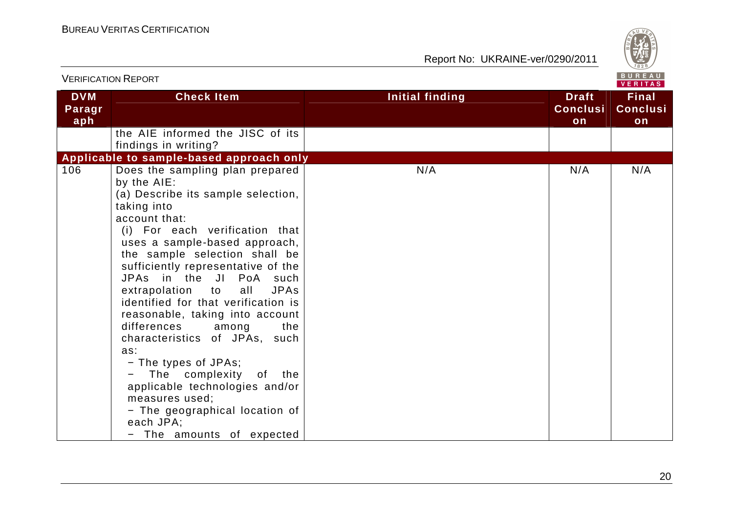| DVM Paragraph | Check Item | Initial finding | Draft Conclusion | Final Conclusion |
|---|---|---|---|---|
| | the AIE informed the JISC of its findings in writing? | | | |
| **Applicable to sample-based approach only** | | | | |
| 106 | Does the sampling plan prepared by the AIE:<br>(a) Describe its sample selection, taking into account that:<br>(i) For each verification that uses a sample-based approach, the sample selection shall be sufficiently representative of the JPAs in the JI PoA such extrapolation to all JPAs identified for that verification is reasonable, taking into account differences among the characteristics of JPAs, such as:<br>− The types of JPAs;<br>− The complexity of the applicable technologies and/or measures used;<br>− The geographical location of each JPA;<br>− The amounts of expected | N/A | N/A | N/A |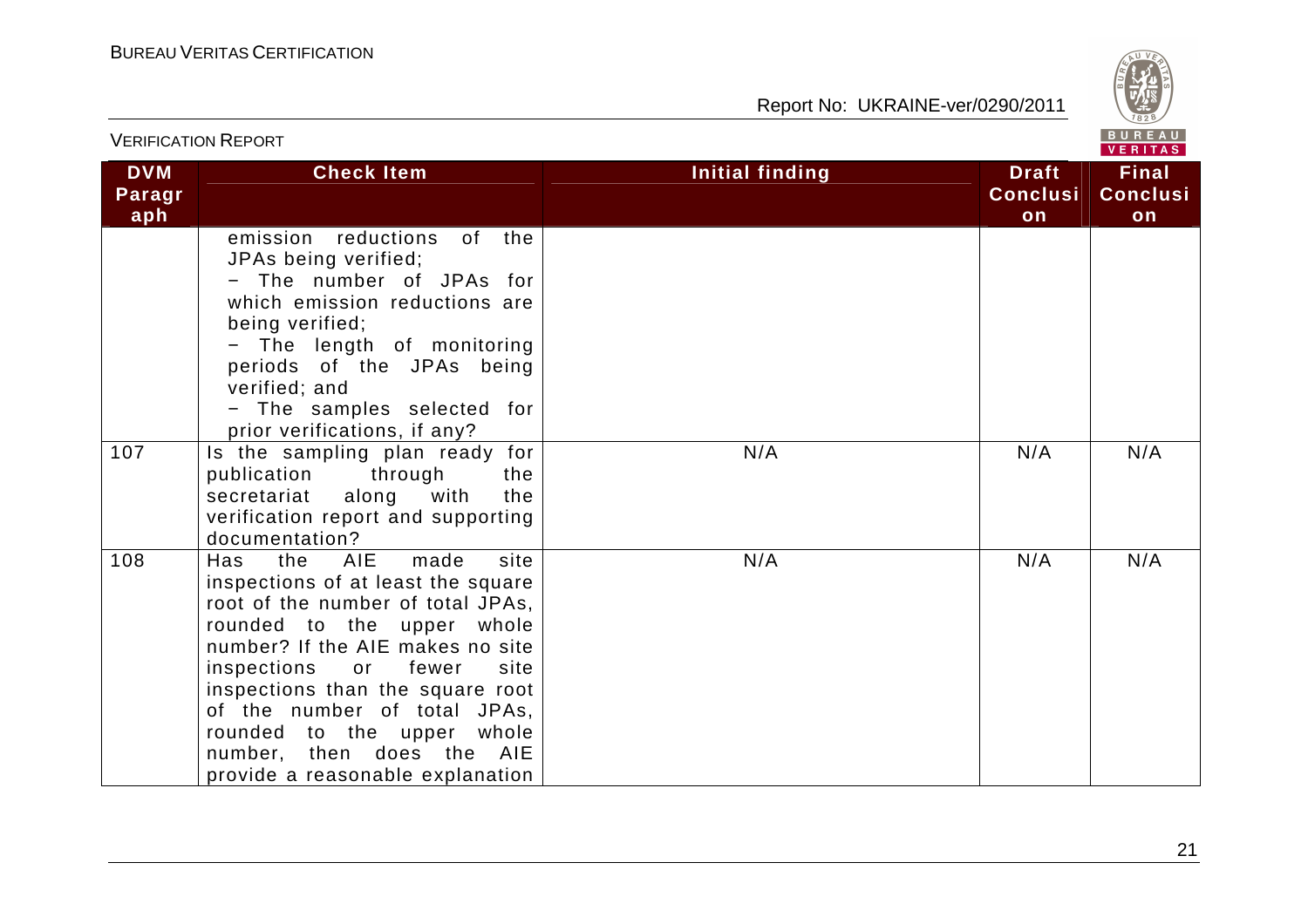| DVM Paragraph | Check Item | Initial finding | Draft Conclusion | Final Conclusion |
|---|---|---|---|---|
| | emission reductions of the JPAs being verified;<br>− The number of JPAs for which emission reductions are being verified;<br>− The length of monitoring periods of the JPAs being verified; and<br>− The samples selected for prior verifications, if any? | | | |
| 107 | Is the sampling plan ready for publication through the secretariat along with the verification report and supporting documentation? | N/A | N/A | N/A |
| 108 | Has the AIE made site inspections of at least the square root of the number of total JPAs, rounded to the upper whole number? If the AIE makes no site inspections or fewer site inspections than the square root of the number of total JPAs, rounded to the upper whole number, then does the AIE provide a reasonable explanation | N/A | N/A | N/A |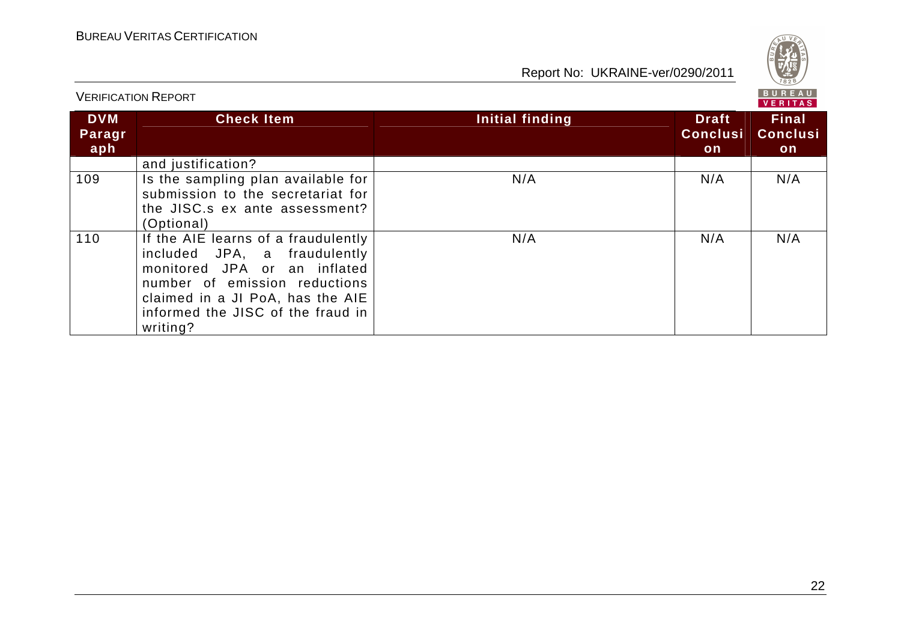| DVM Paragraph | Check Item | Initial finding | Draft Conclusion | Final Conclusion |
|---|---|---|---|---|
| | and justification? | | | |
| 109 | Is the sampling plan available for submission to the secretariat for the JISC.s ex ante assessment? (Optional) | N/A | N/A | N/A |
| 110 | If the AIE learns of a fraudulently included JPA, a fraudulently monitored JPA or an inflated number of emission reductions claimed in a JI PoA, has the AIE informed the JISC of the fraud in writing? | N/A | N/A | N/A |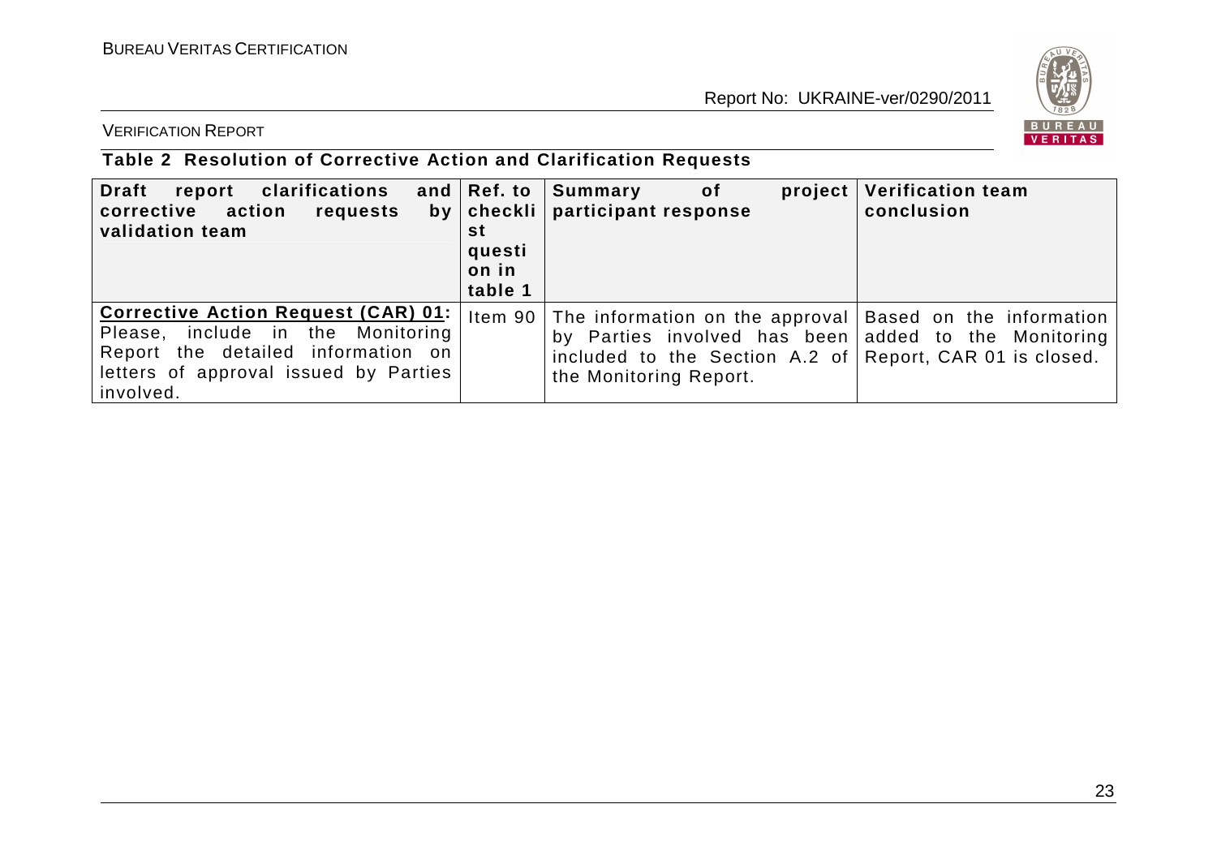VERIFICATION REPORT

**Table 2 Resolution of Corrective Action and Clarification Requests**

| Draft report clarifications and corrective action requests by validation team | Ref. to checklist question in table 1 | Summary of project participant response | Verification team conclusion |
|---|---|---|---|
| **Corrective Action Request (CAR) 01:** Please, include in the Monitoring Report the detailed information on letters of approval issued by Parties involved. | Item 90 | The information on the approval by Parties involved has been included to the Section A.2 of the Monitoring Report. | Based on the information added to the Monitoring Report, CAR 01 is closed. |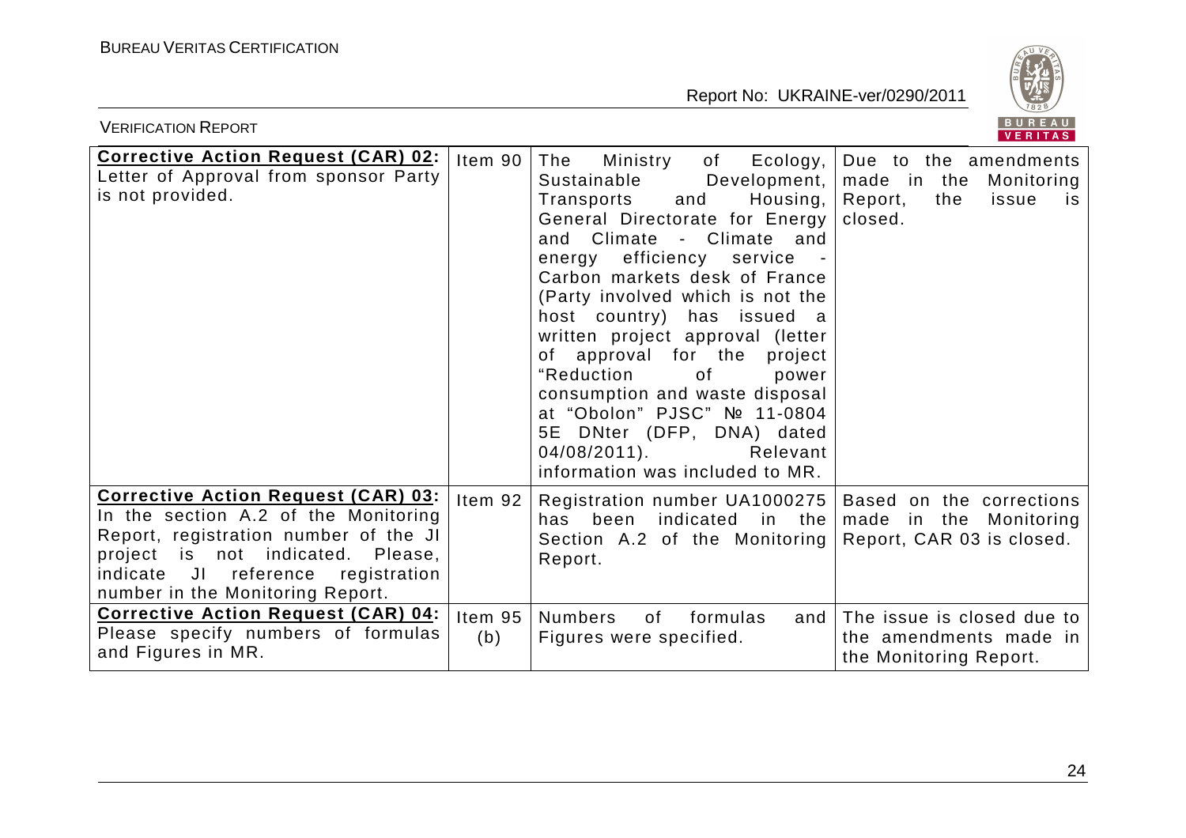| **Corrective Action Request (CAR) 02:** Letter of Approval from sponsor Party is not provided. | Item 90 | The Ministry of Ecology, Sustainable Development, Transports and Housing, General Directorate for Energy and Climate - Climate and energy efficiency service - Carbon markets desk of France (Party involved which is not the host country) has issued a written project approval (letter of approval for the project "Reduction of power consumption and waste disposal at "Obolon" PJSC" № 11-0804 5E DNter (DFP, DNA) dated 04/08/2011). Relevant information was included to MR. | Due to the amendments made in the Monitoring Report, the issue is closed. |
|---|---|---|---|
| **Corrective Action Request (CAR) 03:** In the section A.2 of the Monitoring Report, registration number of the JI project is not indicated. Please, indicate JI reference registration number in the Monitoring Report. | Item 92 | Registration number UA1000275 has been indicated in the Section A.2 of the Monitoring Report. | Based on the corrections made in the Monitoring Report, CAR 03 is closed. |
| **Corrective Action Request (CAR) 04:** Please specify numbers of formulas and Figures in MR. | Item 95 (b) | Numbers of formulas and Figures were specified. | The issue is closed due to the amendments made in the Monitoring Report. |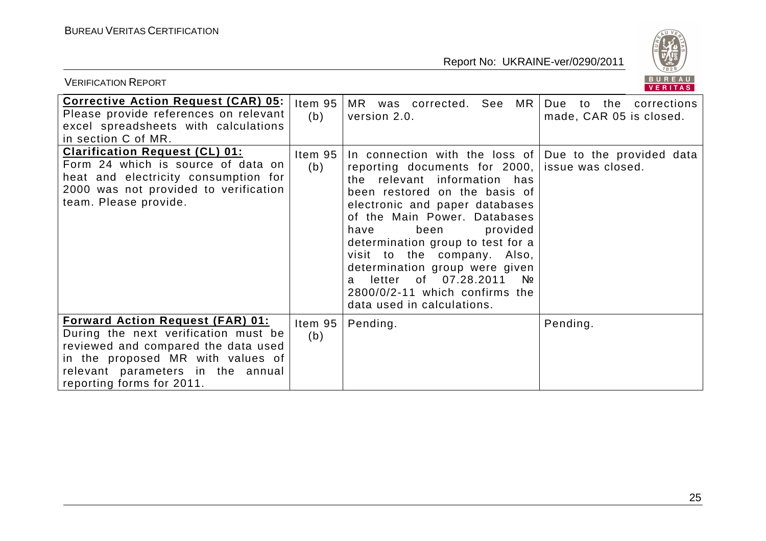| | | | |
|---|---|---|---|
| **Corrective Action Request (CAR) 05:** Please provide references on relevant excel spreadsheets with calculations in section C of MR. | Item 95 (b) | MR was corrected. See MR version 2.0. | Due to the corrections made, CAR 05 is closed. |
| **Clarification Request (CL) 01:** Form 24 which is source of data on heat and electricity consumption for 2000 was not provided to verification team. Please provide. | Item 95 (b) | In connection with the loss of reporting documents for 2000, the relevant information has been restored on the basis of electronic and paper databases of the Main Power. Databases have been provided determination group to test for a visit to the company. Also, determination group were given a letter of 07.28.2011 № 2800/0/2-11 which confirms the data used in calculations. | Due to the provided data issue was closed. |
| **Forward Action Request (FAR) 01:** During the next verification must be reviewed and compared the data used in the proposed MR with values of relevant parameters in the annual reporting forms for 2011. | Item 95 (b) | Pending. | Pending. |